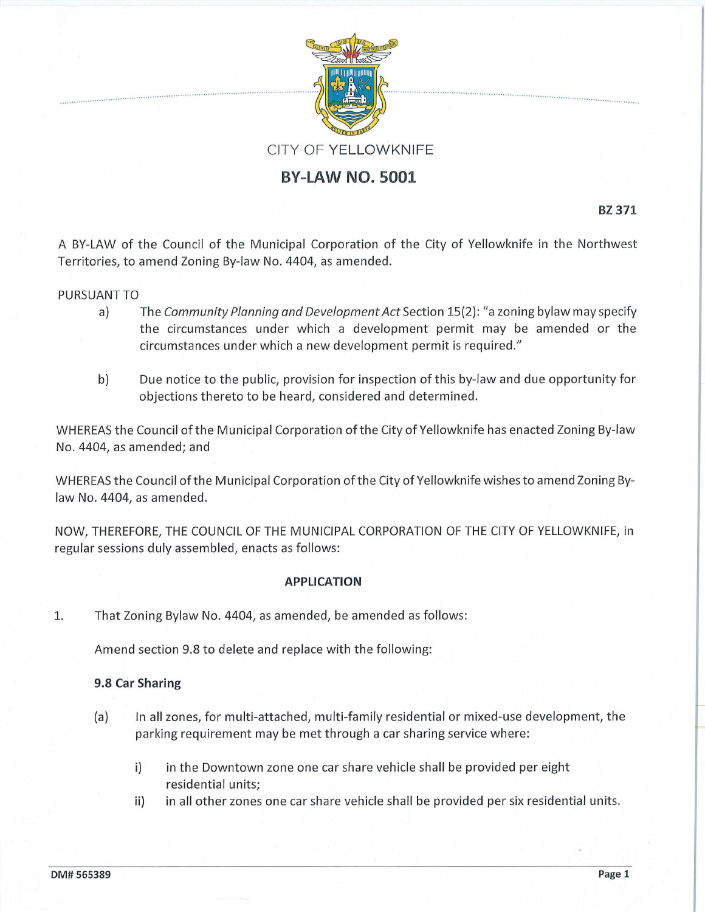CITY OF YELLOWKNIFE

# BY-LAW NO. 5001

**BZ 371**

A BY-LAW of the Council of the Municipal Corporation of the City of Yellowknife in the Northwest Territories, to amend Zoning By-law No. 4404, as amended.

PURSUANT TO

a) The *Community Planning and Development Act* Section 15(2): "a zoning bylaw may specify the circumstances under which a development permit may be amended or the circumstances under which a new development permit is required."

b) Due notice to the public, provision for inspection of this by-law and due opportunity for objections thereto to be heard, considered and determined.

WHEREAS the Council of the Municipal Corporation of the City of Yellowknife has enacted Zoning By-law No. 4404, as amended; and

WHEREAS the Council of the Municipal Corporation of the City of Yellowknife wishes to amend Zoning By-law No. 4404, as amended.

NOW, THEREFORE, THE COUNCIL OF THE MUNICIPAL CORPORATION OF THE CITY OF YELLOWKNIFE, in regular sessions duly assembled, enacts as follows:

**APPLICATION**

1. That Zoning Bylaw No. 4404, as amended, be amended as follows:

Amend section 9.8 to delete and replace with the following:

**9.8 Car Sharing**

(a) In all zones, for multi-attached, multi-family residential or mixed-use development, the parking requirement may be met through a car sharing service where:

i) in the Downtown zone one car share vehicle shall be provided per eight residential units;

ii) in all other zones one car share vehicle shall be provided per six residential units.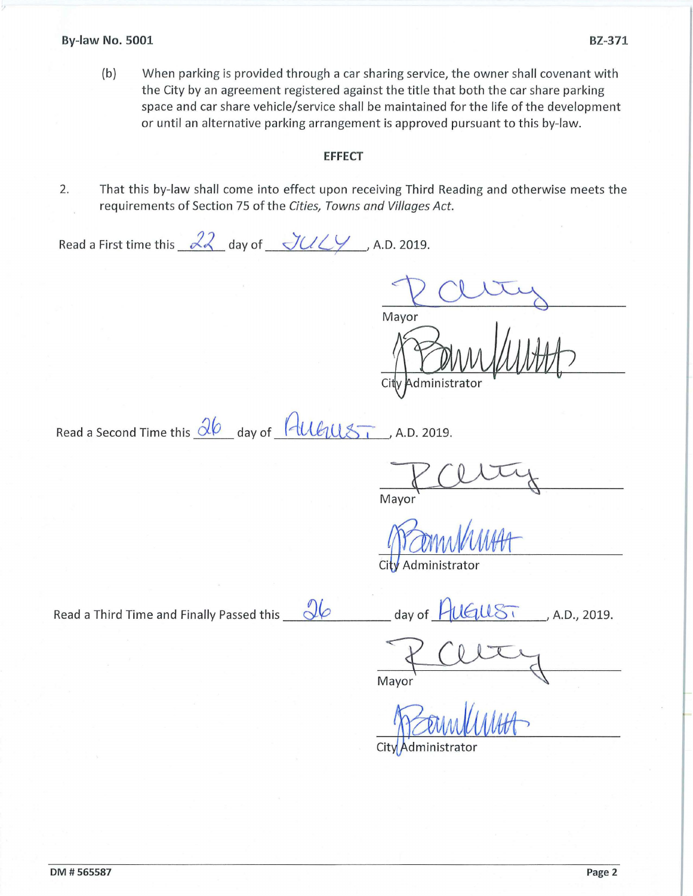(b) When parking is provided through a car sharing service, the owner shall covenant with the City by an agreement registered against the title that both the car share parking space and car share vehicle/service shall be maintained for the life of the development or until an alternative parking arrangement is approved pursuant to this by-law.

## EFFECT

2. That this by-law shall come into effect upon receiving Third Reading and otherwise meets the requirements of Section 75 of the *Cities, Towns and Villages Act*.

Read a First time this 22 day of JULY, A.D. 2019.

Mayor

City Administrator

Read a Second Time this 26 day of AUGUST, A.D. 2019.

Mayor

City Administrator

Read a Third Time and Finally Passed this 26 day of AUGUST, A.D., 2019.

Mayor

City Administrator

DM # 565587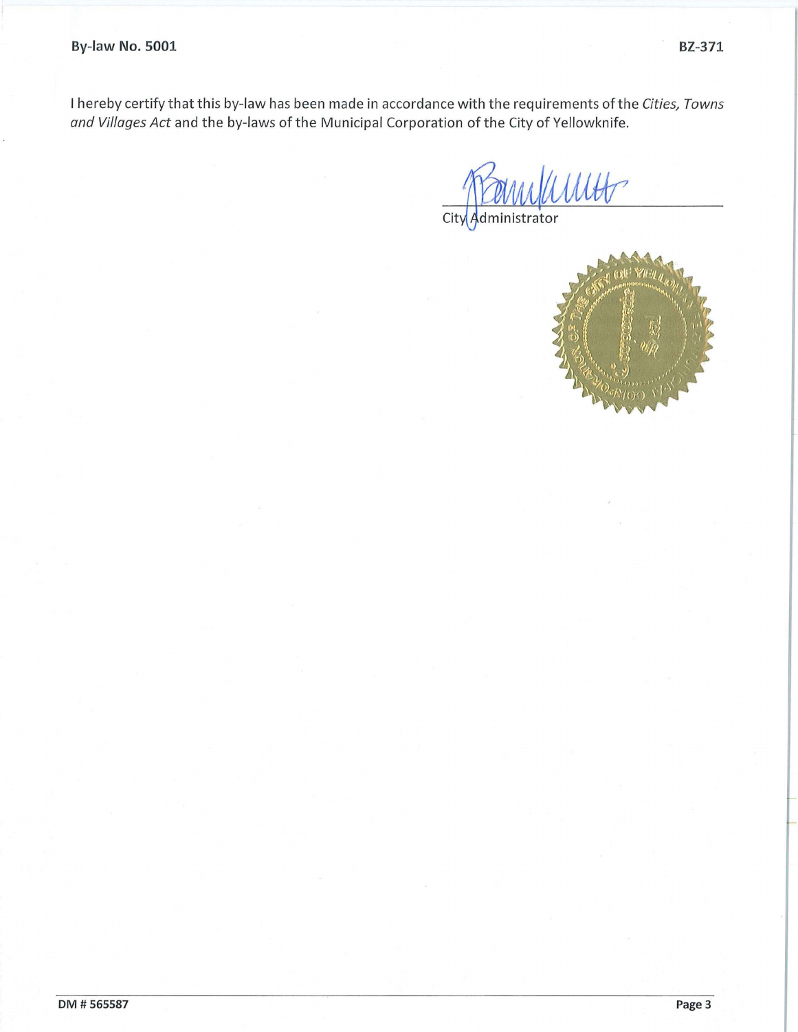I hereby certify that this by-law has been made in accordance with the requirements of the *Cities, Towns and Villages Act* and the by-laws of the Municipal Corporation of the City of Yellowknife.

City Administrator